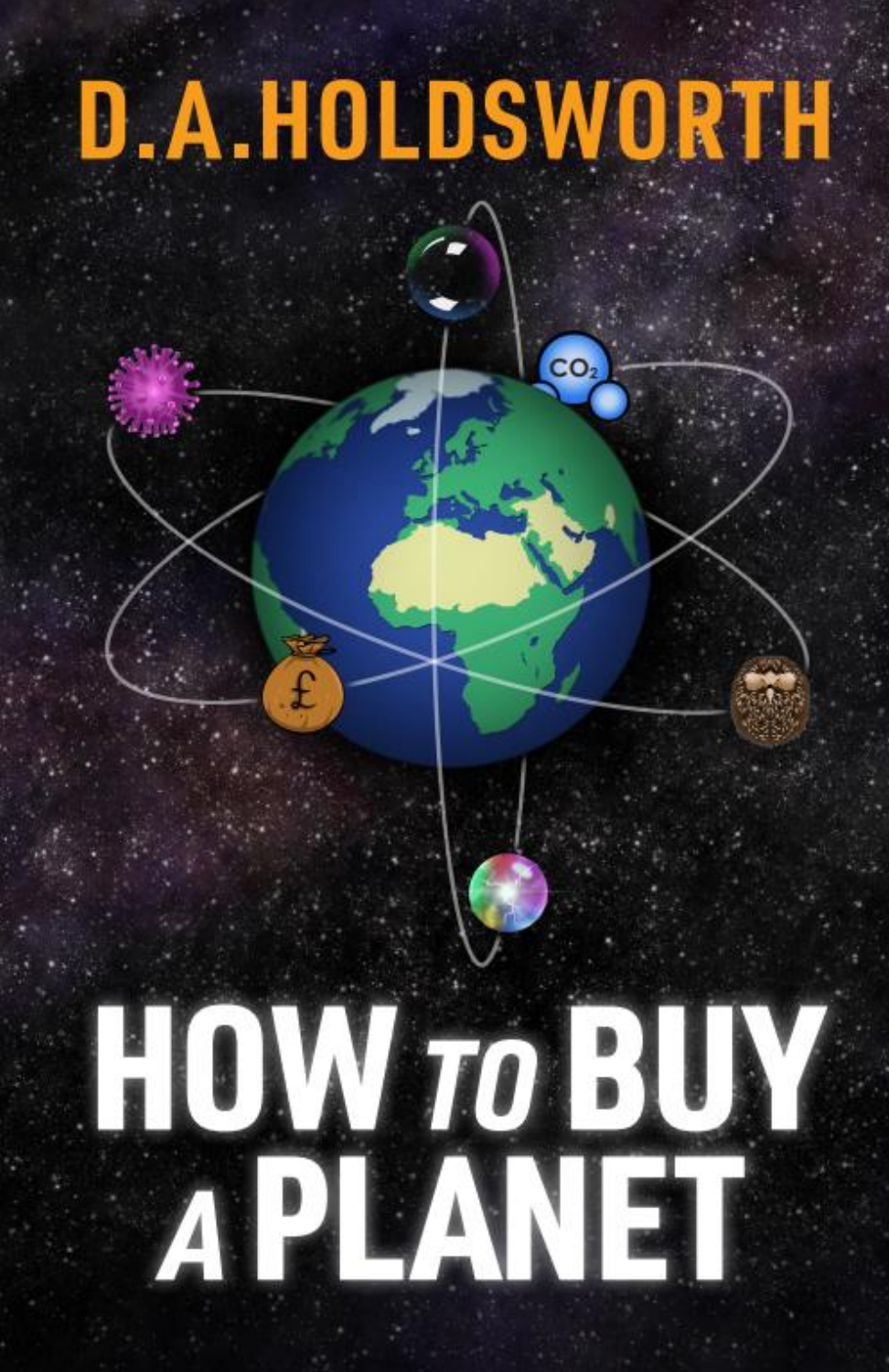D.A. HOLDSWORTH

# HOW TO BUY A PLANET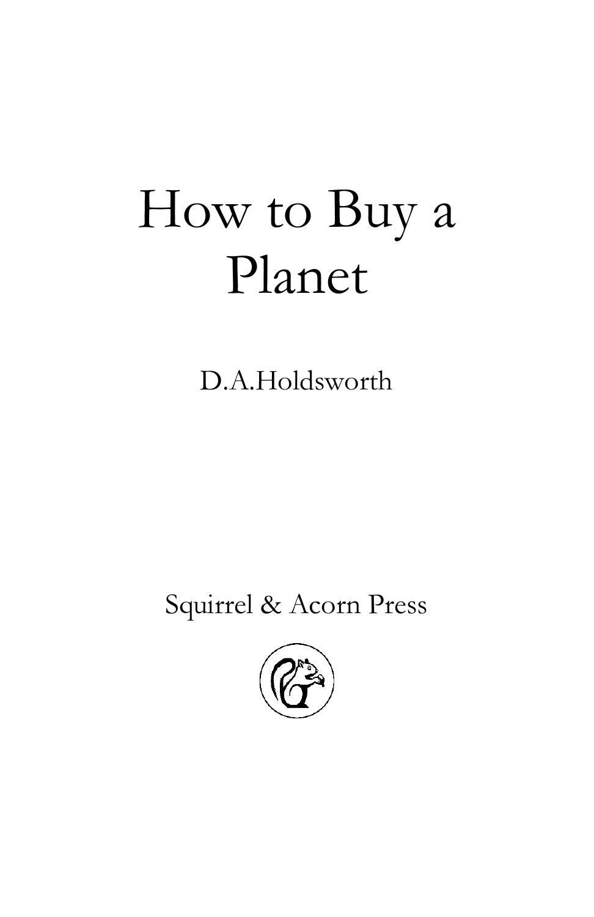# How to Buy a Planet

D.A.Holdsworth

Squirrel & Acorn Press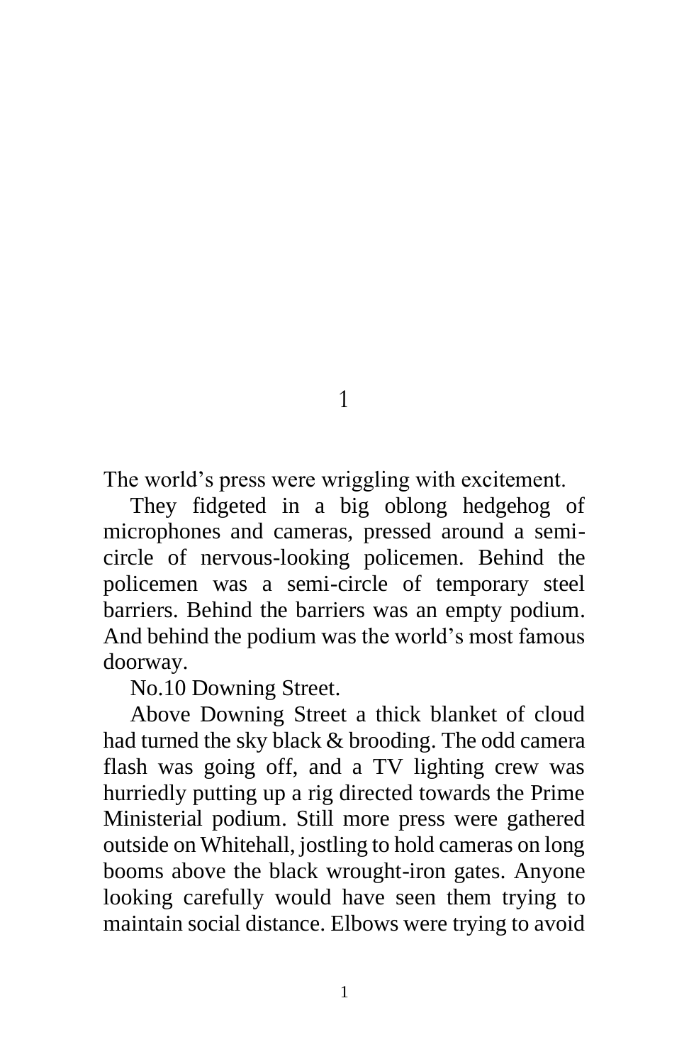# 1

The world's press were wriggling with excitement.

They fidgeted in a big oblong hedgehog of microphones and cameras, pressed around a semi-circle of nervous-looking policemen. Behind the policemen was a semi-circle of temporary steel barriers. Behind the barriers was an empty podium. And behind the podium was the world's most famous doorway.

No.10 Downing Street.

Above Downing Street a thick blanket of cloud had turned the sky black & brooding. The odd camera flash was going off, and a TV lighting crew was hurriedly putting up a rig directed towards the Prime Ministerial podium. Still more press were gathered outside on Whitehall, jostling to hold cameras on long booms above the black wrought-iron gates. Anyone looking carefully would have seen them trying to maintain social distance. Elbows were trying to avoid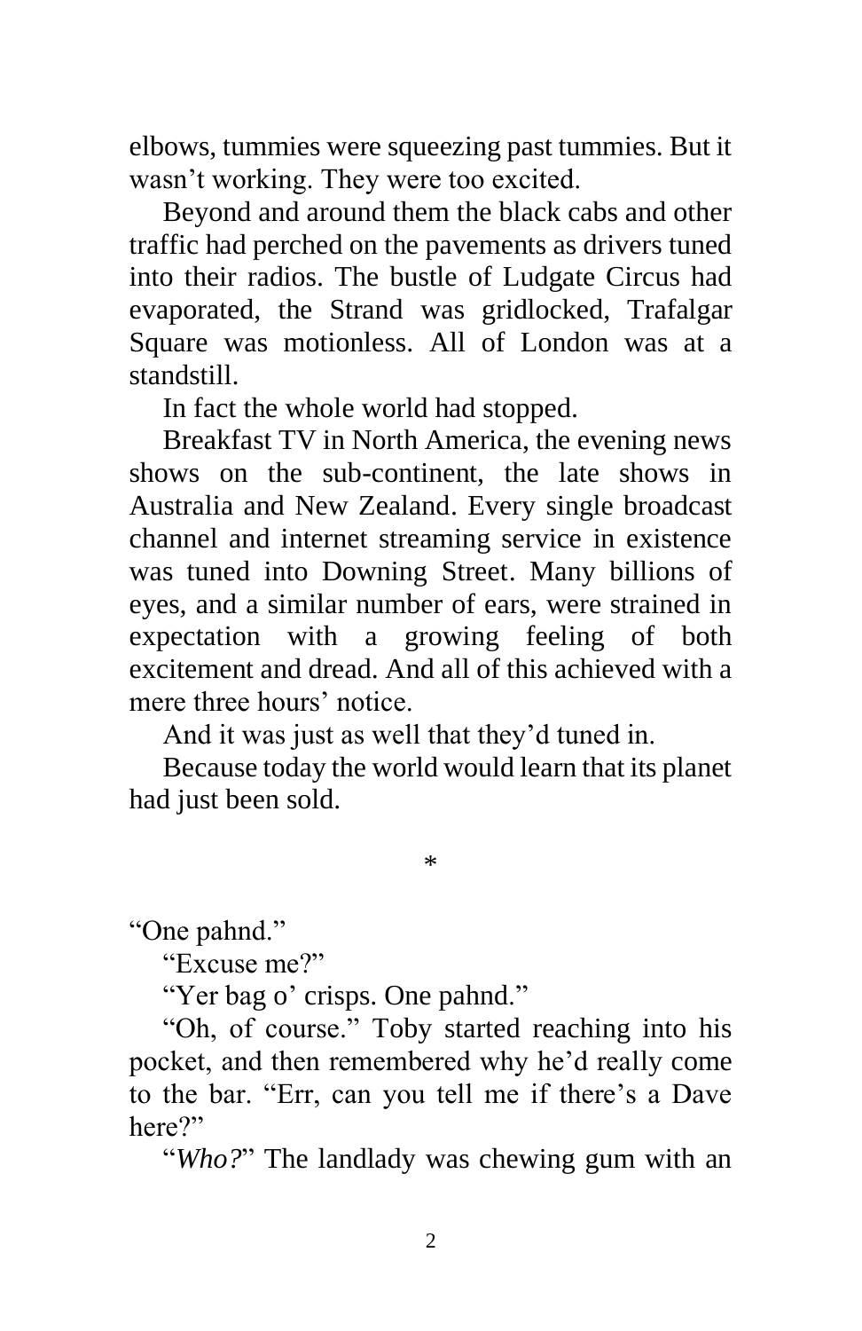elbows, tummies were squeezing past tummies. But it wasn't working. They were too excited.

Beyond and around them the black cabs and other traffic had perched on the pavements as drivers tuned into their radios. The bustle of Ludgate Circus had evaporated, the Strand was gridlocked, Trafalgar Square was motionless. All of London was at a standstill.

In fact the whole world had stopped.

Breakfast TV in North America, the evening news shows on the sub-continent, the late shows in Australia and New Zealand. Every single broadcast channel and internet streaming service in existence was tuned into Downing Street. Many billions of eyes, and a similar number of ears, were strained in expectation with a growing feeling of both excitement and dread. And all of this achieved with a mere three hours' notice.

And it was just as well that they'd tuned in.

Because today the world would learn that its planet had just been sold.

*

"One pahnd."

"Excuse me?"

"Yer bag o' crisps. One pahnd."

"Oh, of course." Toby started reaching into his pocket, and then remembered why he'd really come to the bar. "Err, can you tell me if there's a Dave here?"

"*Who?*" The landlady was chewing gum with an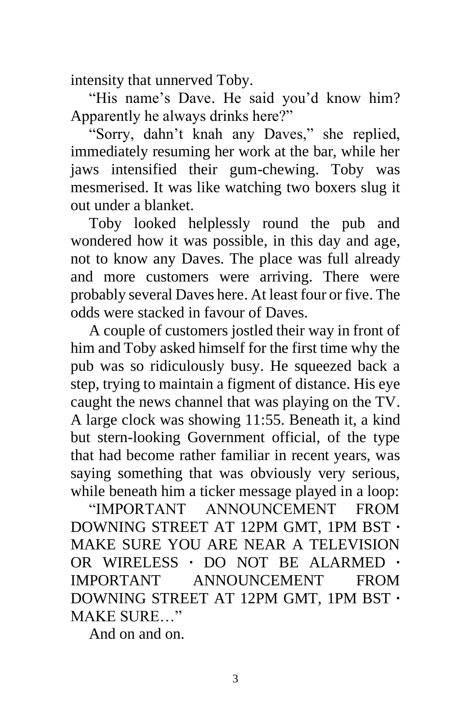intensity that unnerved Toby.

"His name's Dave. He said you'd know him? Apparently he always drinks here?"

"Sorry, dahn't knah any Daves," she replied, immediately resuming her work at the bar, while her jaws intensified their gum-chewing. Toby was mesmerised. It was like watching two boxers slug it out under a blanket.

Toby looked helplessly round the pub and wondered how it was possible, in this day and age, not to know any Daves. The place was full already and more customers were arriving. There were probably several Daves here. At least four or five. The odds were stacked in favour of Daves.

A couple of customers jostled their way in front of him and Toby asked himself for the first time why the pub was so ridiculously busy. He squeezed back a step, trying to maintain a figment of distance. His eye caught the news channel that was playing on the TV. A large clock was showing 11:55. Beneath it, a kind but stern-looking Government official, of the type that had become rather familiar in recent years, was saying something that was obviously very serious, while beneath him a ticker message played in a loop:

"IMPORTANT ANNOUNCEMENT FROM DOWNING STREET AT 12PM GMT, 1PM BST · MAKE SURE YOU ARE NEAR A TELEVISION OR WIRELESS · DO NOT BE ALARMED · IMPORTANT ANNOUNCEMENT FROM DOWNING STREET AT 12PM GMT, 1PM BST · MAKE SURE…"

And on and on.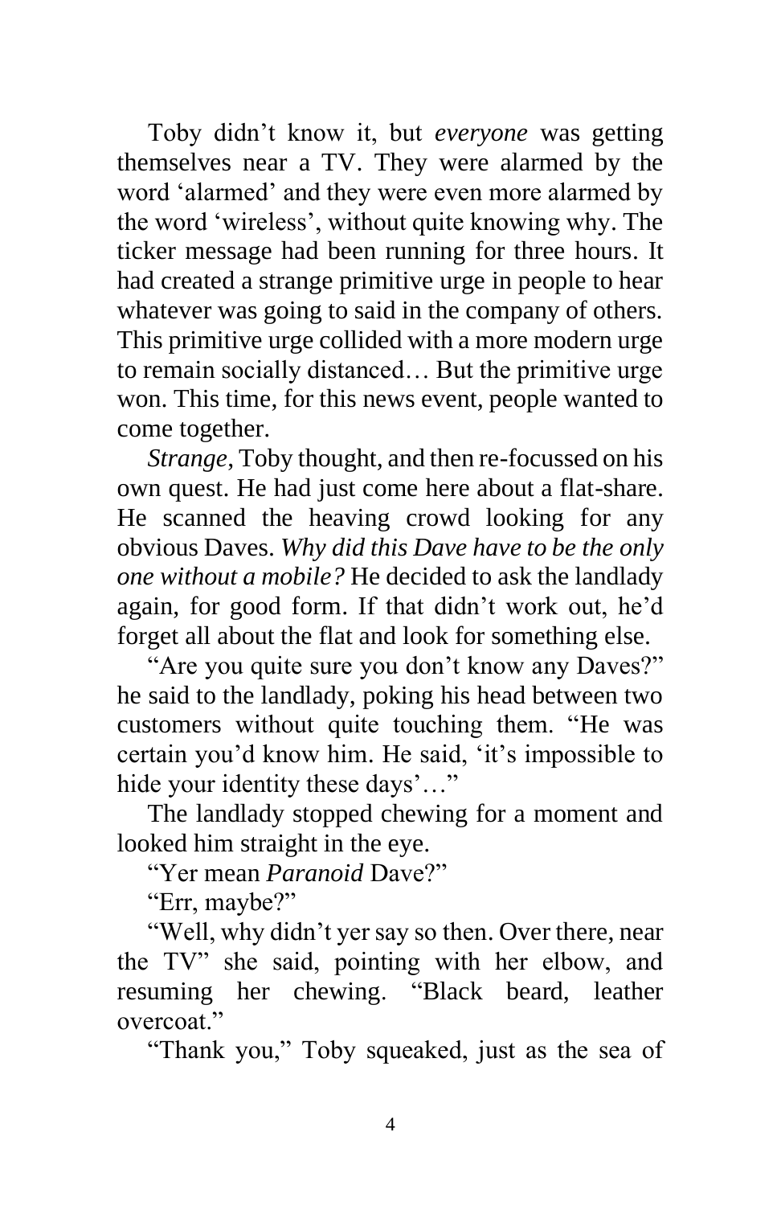Toby didn't know it, but *everyone* was getting themselves near a TV. They were alarmed by the word 'alarmed' and they were even more alarmed by the word 'wireless', without quite knowing why. The ticker message had been running for three hours. It had created a strange primitive urge in people to hear whatever was going to said in the company of others. This primitive urge collided with a more modern urge to remain socially distanced… But the primitive urge won. This time, for this news event, people wanted to come together.

*Strange*, Toby thought, and then re-focussed on his own quest. He had just come here about a flat-share. He scanned the heaving crowd looking for any obvious Daves. *Why did this Dave have to be the only one without a mobile?* He decided to ask the landlady again, for good form. If that didn't work out, he'd forget all about the flat and look for something else.

"Are you quite sure you don't know any Daves?" he said to the landlady, poking his head between two customers without quite touching them. "He was certain you'd know him. He said, 'it's impossible to hide your identity these days'…"

The landlady stopped chewing for a moment and looked him straight in the eye.

"Yer mean *Paranoid* Dave?"

"Err, maybe?"

"Well, why didn't yer say so then. Over there, near the TV" she said, pointing with her elbow, and resuming her chewing. "Black beard, leather overcoat."

"Thank you," Toby squeaked, just as the sea of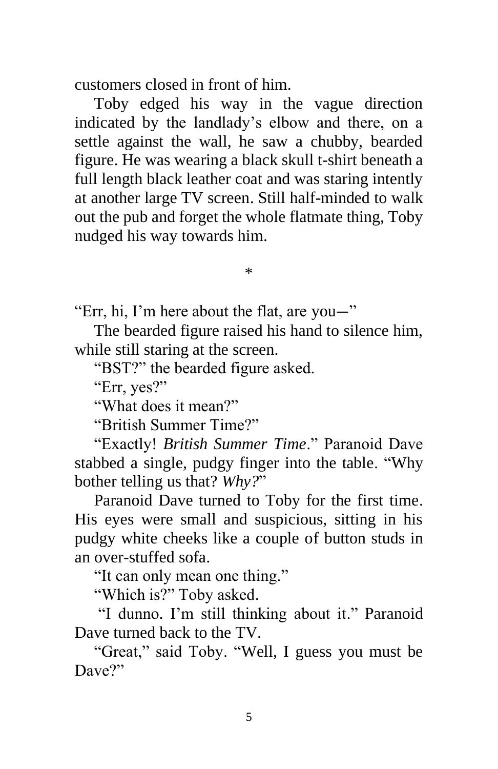customers closed in front of him.

Toby edged his way in the vague direction indicated by the landlady's elbow and there, on a settle against the wall, he saw a chubby, bearded figure. He was wearing a black skull t-shirt beneath a full length black leather coat and was staring intently at another large TV screen. Still half-minded to walk out the pub and forget the whole flatmate thing, Toby nudged his way towards him.

*

"Err, hi, I'm here about the flat, are you—"

The bearded figure raised his hand to silence him, while still staring at the screen.

"BST?" the bearded figure asked.

"Err, yes?"

"What does it mean?"

"British Summer Time?"

"Exactly! *British Summer Time*." Paranoid Dave stabbed a single, pudgy finger into the table. "Why bother telling us that? *Why?*"

Paranoid Dave turned to Toby for the first time. His eyes were small and suspicious, sitting in his pudgy white cheeks like a couple of button studs in an over-stuffed sofa.

"It can only mean one thing."

"Which is?" Toby asked.

"I dunno. I'm still thinking about it." Paranoid Dave turned back to the TV.

"Great," said Toby. "Well, I guess you must be Dave?"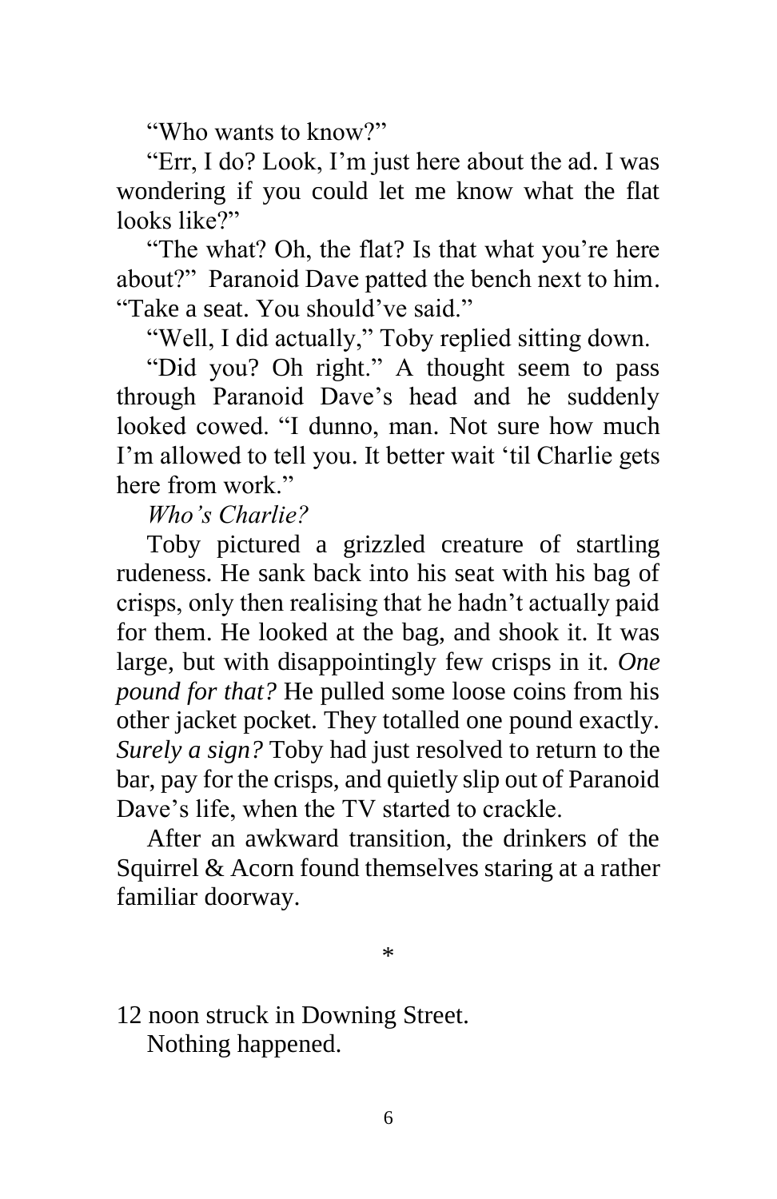"Who wants to know?"

"Err, I do? Look, I'm just here about the ad. I was wondering if you could let me know what the flat looks like?"

"The what? Oh, the flat? Is that what you're here about?" Paranoid Dave patted the bench next to him. "Take a seat. You should've said."

"Well, I did actually," Toby replied sitting down.

"Did you? Oh right." A thought seem to pass through Paranoid Dave's head and he suddenly looked cowed. "I dunno, man. Not sure how much I'm allowed to tell you. It better wait 'til Charlie gets here from work."

*Who's Charlie?*

Toby pictured a grizzled creature of startling rudeness. He sank back into his seat with his bag of crisps, only then realising that he hadn't actually paid for them. He looked at the bag, and shook it. It was large, but with disappointingly few crisps in it. *One pound for that?* He pulled some loose coins from his other jacket pocket. They totalled one pound exactly. *Surely a sign?* Toby had just resolved to return to the bar, pay for the crisps, and quietly slip out of Paranoid Dave's life, when the TV started to crackle.

After an awkward transition, the drinkers of the Squirrel & Acorn found themselves staring at a rather familiar doorway.

*

12 noon struck in Downing Street.

Nothing happened.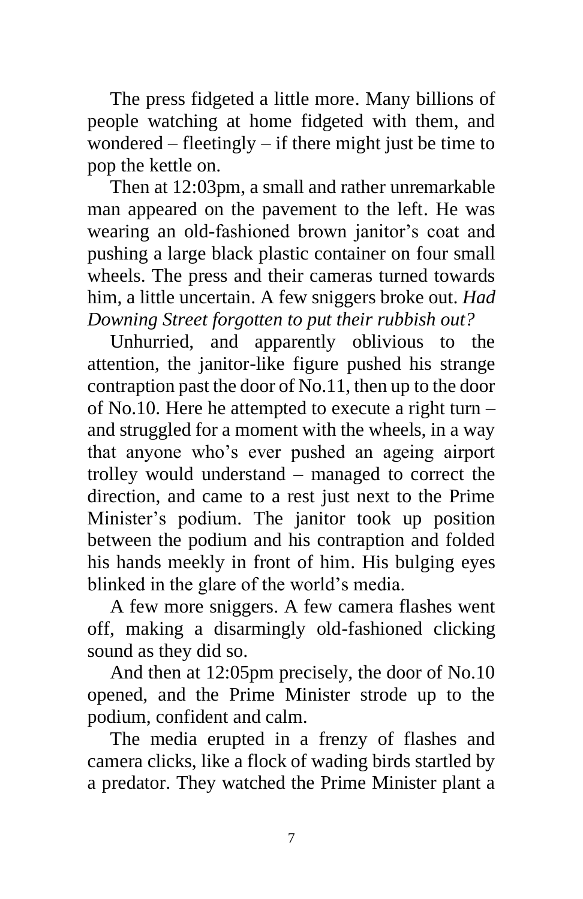The press fidgeted a little more. Many billions of people watching at home fidgeted with them, and wondered – fleetingly – if there might just be time to pop the kettle on.

Then at 12:03pm, a small and rather unremarkable man appeared on the pavement to the left. He was wearing an old-fashioned brown janitor's coat and pushing a large black plastic container on four small wheels. The press and their cameras turned towards him, a little uncertain. A few sniggers broke out. *Had Downing Street forgotten to put their rubbish out?*

Unhurried, and apparently oblivious to the attention, the janitor-like figure pushed his strange contraption past the door of No.11, then up to the door of No.10. Here he attempted to execute a right turn – and struggled for a moment with the wheels, in a way that anyone who's ever pushed an ageing airport trolley would understand – managed to correct the direction, and came to a rest just next to the Prime Minister's podium. The janitor took up position between the podium and his contraption and folded his hands meekly in front of him. His bulging eyes blinked in the glare of the world's media.

A few more sniggers. A few camera flashes went off, making a disarmingly old-fashioned clicking sound as they did so.

And then at 12:05pm precisely, the door of No.10 opened, and the Prime Minister strode up to the podium, confident and calm.

The media erupted in a frenzy of flashes and camera clicks, like a flock of wading birds startled by a predator. They watched the Prime Minister plant a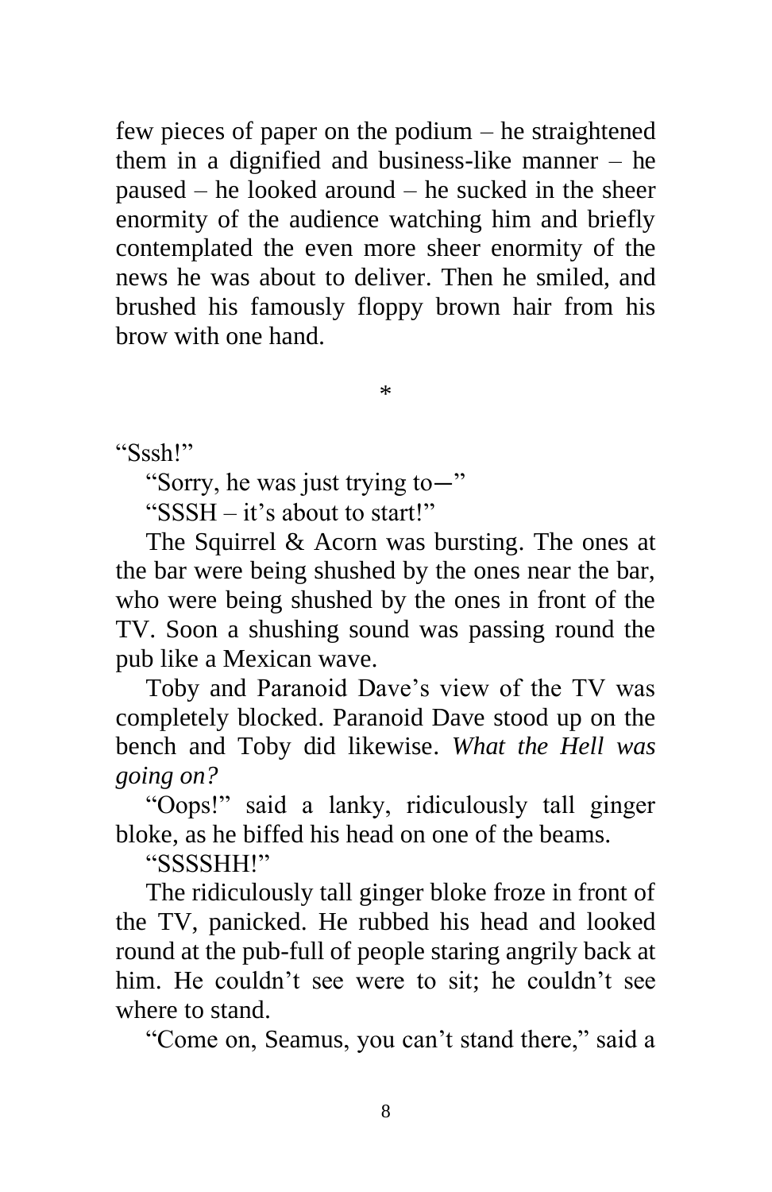few pieces of paper on the podium – he straightened them in a dignified and business-like manner – he paused – he looked around – he sucked in the sheer enormity of the audience watching him and briefly contemplated the even more sheer enormity of the news he was about to deliver. Then he smiled, and brushed his famously floppy brown hair from his brow with one hand.

*

"Sssh!"

"Sorry, he was just trying to—"

"SSSH – it's about to start!"

The Squirrel & Acorn was bursting. The ones at the bar were being shushed by the ones near the bar, who were being shushed by the ones in front of the TV. Soon a shushing sound was passing round the pub like a Mexican wave.

Toby and Paranoid Dave's view of the TV was completely blocked. Paranoid Dave stood up on the bench and Toby did likewise. *What the Hell was going on?*

"Oops!" said a lanky, ridiculously tall ginger bloke, as he biffed his head on one of the beams.

"SSSSHH!"

The ridiculously tall ginger bloke froze in front of the TV, panicked. He rubbed his head and looked round at the pub-full of people staring angrily back at him. He couldn't see were to sit; he couldn't see where to stand.

"Come on, Seamus, you can't stand there," said a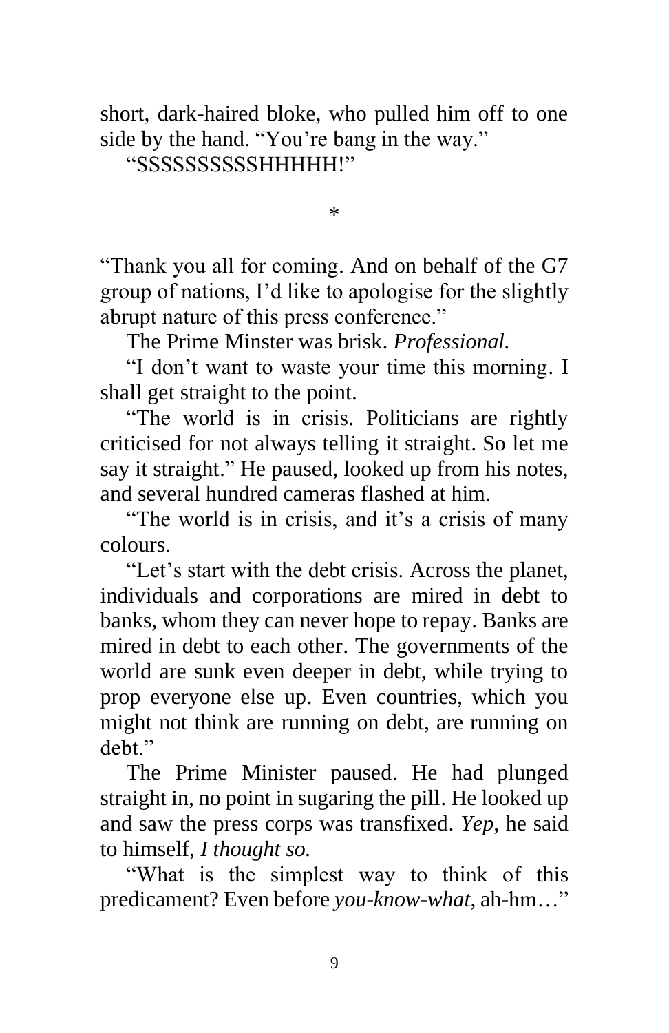short, dark-haired bloke, who pulled him off to one side by the hand. "You're bang in the way."

"SSSSSSSSSSHHHHH!"

*

"Thank you all for coming. And on behalf of the G7 group of nations, I'd like to apologise for the slightly abrupt nature of this press conference."

The Prime Minster was brisk. *Professional.*

"I don't want to waste your time this morning. I shall get straight to the point.

"The world is in crisis. Politicians are rightly criticised for not always telling it straight. So let me say it straight." He paused, looked up from his notes, and several hundred cameras flashed at him.

"The world is in crisis, and it's a crisis of many colours.

"Let's start with the debt crisis. Across the planet, individuals and corporations are mired in debt to banks, whom they can never hope to repay. Banks are mired in debt to each other. The governments of the world are sunk even deeper in debt, while trying to prop everyone else up. Even countries, which you might not think are running on debt, are running on debt."

The Prime Minister paused. He had plunged straight in, no point in sugaring the pill. He looked up and saw the press corps was transfixed. *Yep,* he said to himself, *I thought so.*

"What is the simplest way to think of this predicament? Even before *you-know-what*, ah-hm…"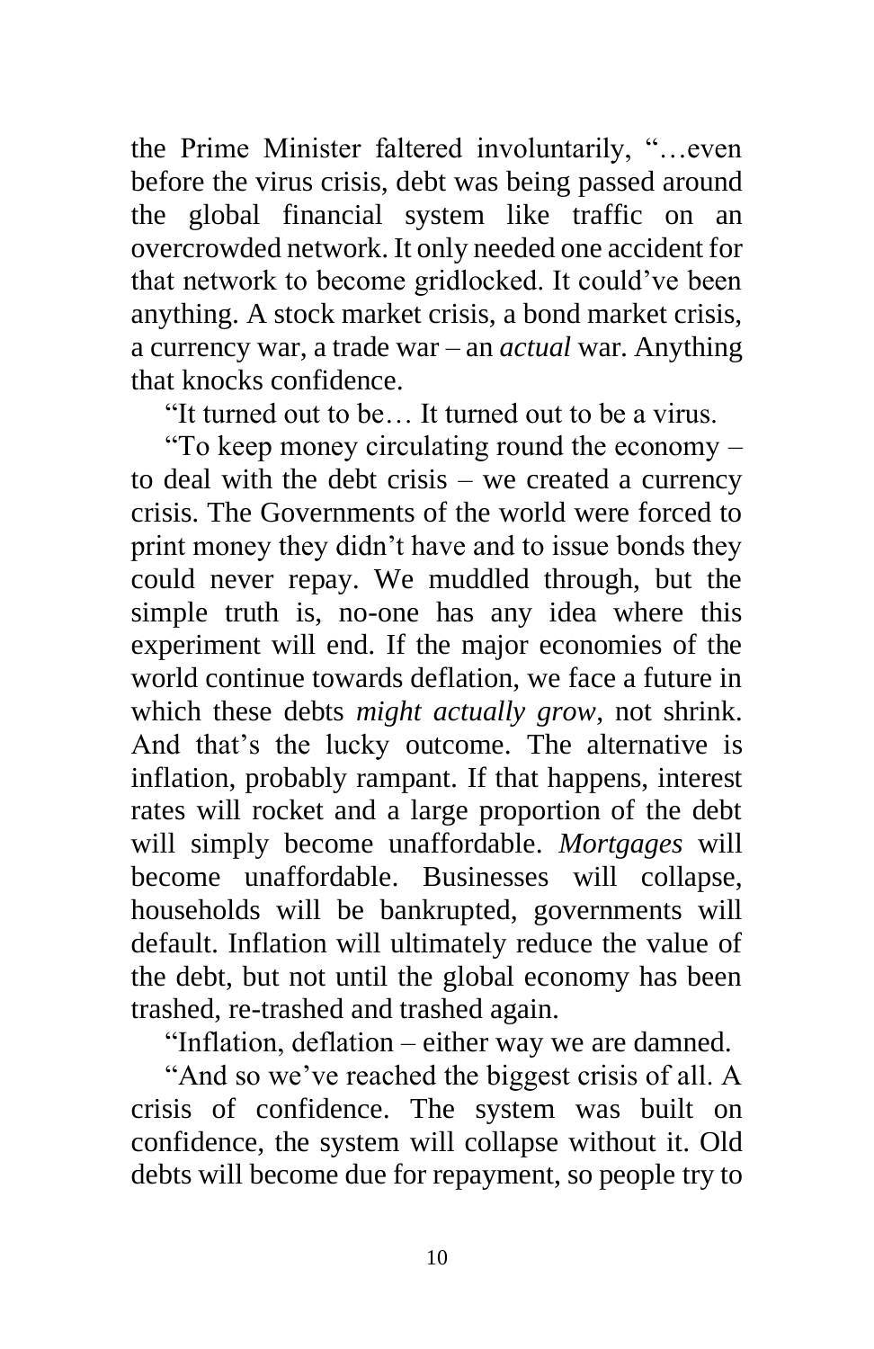the Prime Minister faltered involuntarily, "…even before the virus crisis, debt was being passed around the global financial system like traffic on an overcrowded network. It only needed one accident for that network to become gridlocked. It could've been anything. A stock market crisis, a bond market crisis, a currency war, a trade war – an *actual* war. Anything that knocks confidence.

"It turned out to be… It turned out to be a virus.

"To keep money circulating round the economy – to deal with the debt crisis – we created a currency crisis. The Governments of the world were forced to print money they didn't have and to issue bonds they could never repay. We muddled through, but the simple truth is, no-one has any idea where this experiment will end. If the major economies of the world continue towards deflation, we face a future in which these debts *might actually grow*, not shrink. And that's the lucky outcome. The alternative is inflation, probably rampant. If that happens, interest rates will rocket and a large proportion of the debt will simply become unaffordable. *Mortgages* will become unaffordable. Businesses will collapse, households will be bankrupted, governments will default. Inflation will ultimately reduce the value of the debt, but not until the global economy has been trashed, re-trashed and trashed again.

"Inflation, deflation – either way we are damned.

"And so we've reached the biggest crisis of all. A crisis of confidence. The system was built on confidence, the system will collapse without it. Old debts will become due for repayment, so people try to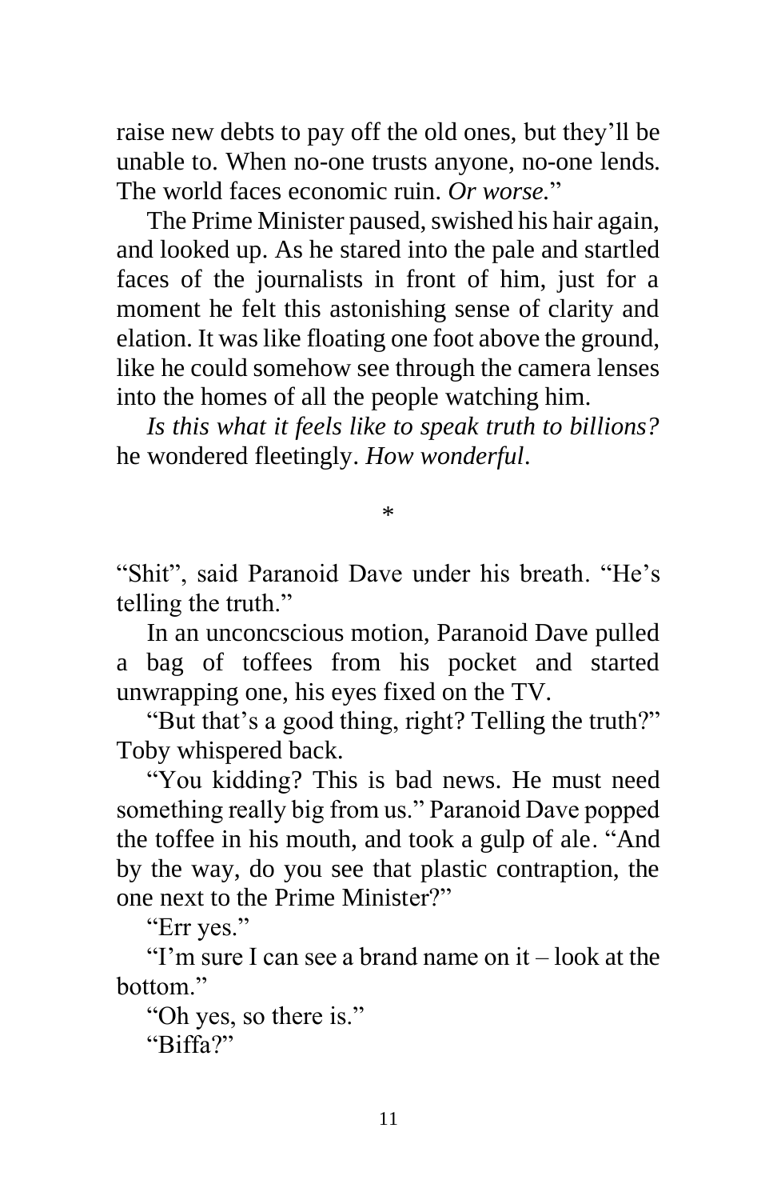raise new debts to pay off the old ones, but they'll be unable to. When no-one trusts anyone, no-one lends. The world faces economic ruin. *Or worse.*"

The Prime Minister paused, swished his hair again, and looked up. As he stared into the pale and startled faces of the journalists in front of him, just for a moment he felt this astonishing sense of clarity and elation. It was like floating one foot above the ground, like he could somehow see through the camera lenses into the homes of all the people watching him.

*Is this what it feels like to speak truth to billions?* he wondered fleetingly. *How wonderful*.

*

"Shit", said Paranoid Dave under his breath. "He's telling the truth."

In an unconcscious motion, Paranoid Dave pulled a bag of toffees from his pocket and started unwrapping one, his eyes fixed on the TV.

"But that's a good thing, right? Telling the truth?" Toby whispered back.

"You kidding? This is bad news. He must need something really big from us." Paranoid Dave popped the toffee in his mouth, and took a gulp of ale. "And by the way, do you see that plastic contraption, the one next to the Prime Minister?"

"Err yes."

"I'm sure I can see a brand name on it – look at the bottom."

"Oh yes, so there is."

"Biffa?"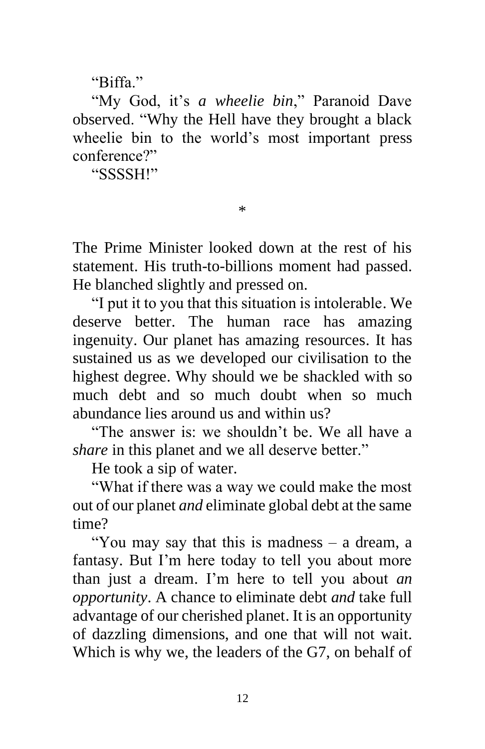"Biffa."

"My God, it's *a wheelie bin*," Paranoid Dave observed. "Why the Hell have they brought a black wheelie bin to the world's most important press conference?"

"SSSSH!"

*

The Prime Minister looked down at the rest of his statement. His truth-to-billions moment had passed. He blanched slightly and pressed on.

"I put it to you that this situation is intolerable. We deserve better. The human race has amazing ingenuity. Our planet has amazing resources. It has sustained us as we developed our civilisation to the highest degree. Why should we be shackled with so much debt and so much doubt when so much abundance lies around us and within us?

"The answer is: we shouldn't be. We all have a *share* in this planet and we all deserve better."

He took a sip of water.

"What if there was a way we could make the most out of our planet *and* eliminate global debt at the same time?

"You may say that this is madness – a dream, a fantasy. But I'm here today to tell you about more than just a dream. I'm here to tell you about *an opportunity*. A chance to eliminate debt *and* take full advantage of our cherished planet. It is an opportunity of dazzling dimensions, and one that will not wait. Which is why we, the leaders of the G7, on behalf of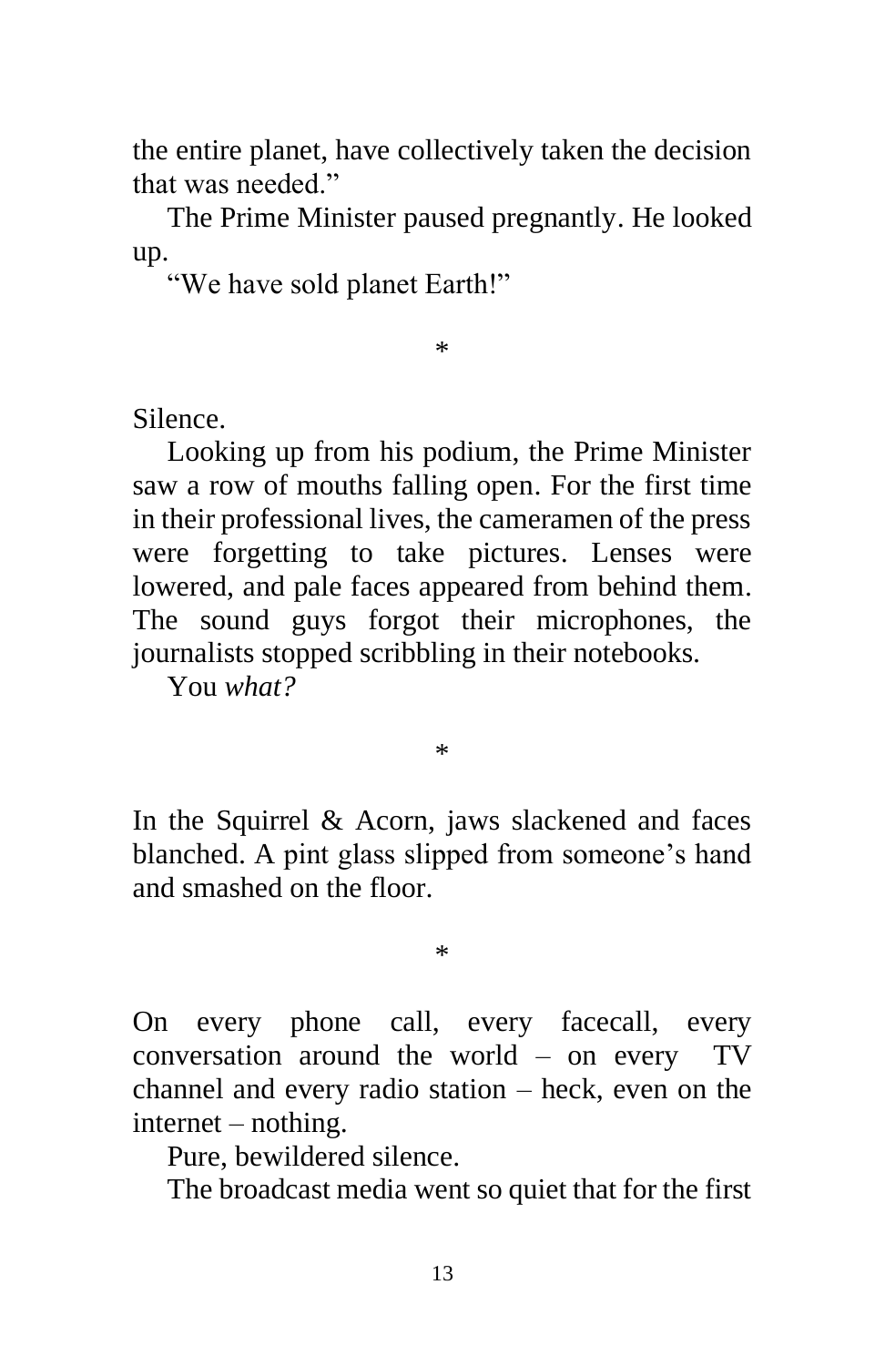the entire planet, have collectively taken the decision that was needed."

The Prime Minister paused pregnantly. He looked up.

"We have sold planet Earth!"

*

Silence.

Looking up from his podium, the Prime Minister saw a row of mouths falling open. For the first time in their professional lives, the cameramen of the press were forgetting to take pictures. Lenses were lowered, and pale faces appeared from behind them. The sound guys forgot their microphones, the journalists stopped scribbling in their notebooks.

You *what?*

*

In the Squirrel & Acorn, jaws slackened and faces blanched. A pint glass slipped from someone's hand and smashed on the floor.

*

On every phone call, every facecall, every conversation around the world – on every TV channel and every radio station – heck, even on the internet – nothing.

Pure, bewildered silence.

The broadcast media went so quiet that for the first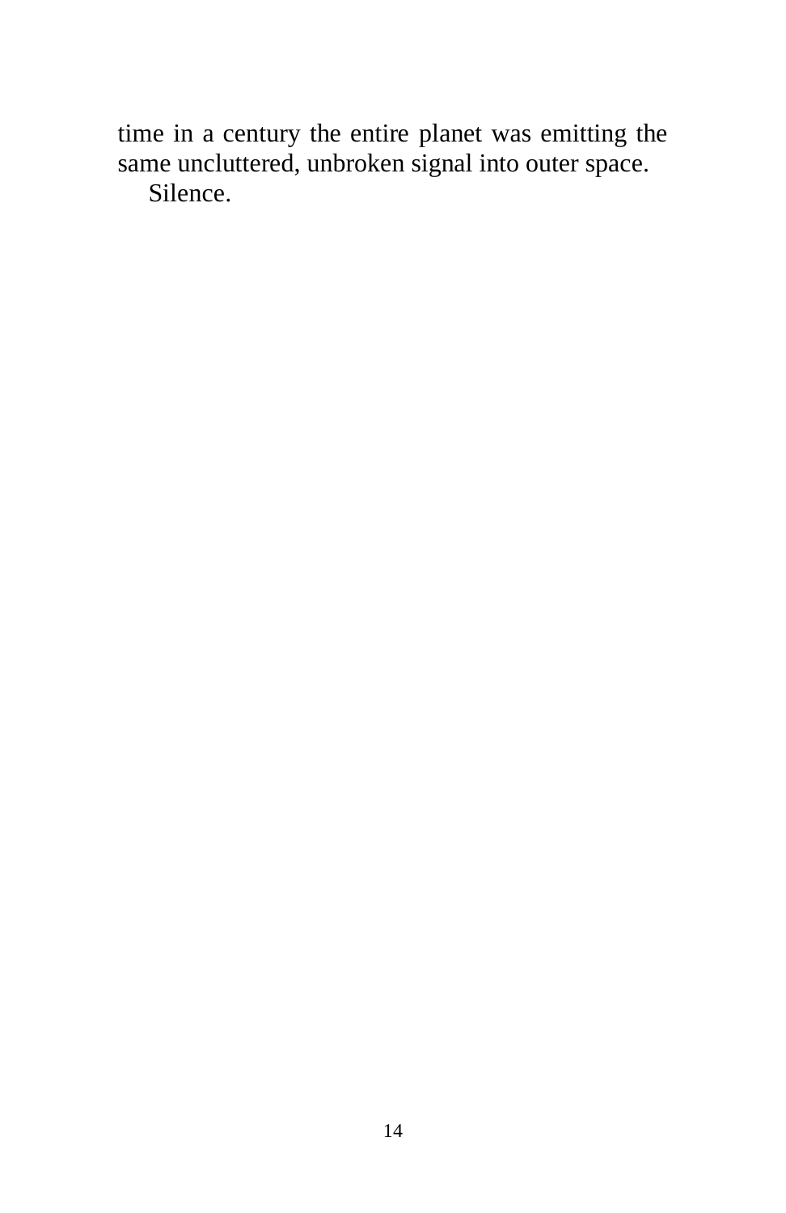time in a century the entire planet was emitting the same uncluttered, unbroken signal into outer space.

Silence.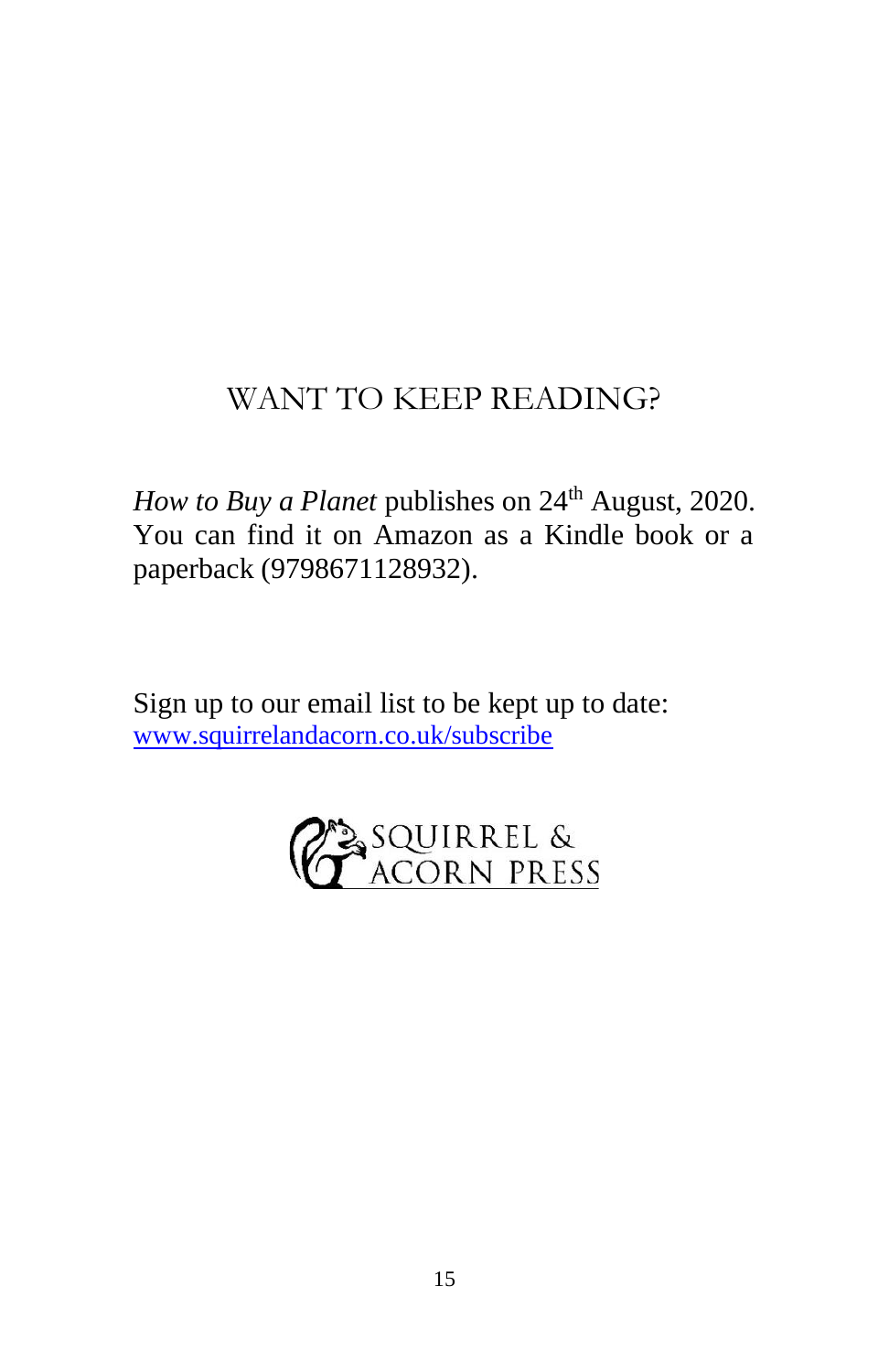# WANT TO KEEP READING?

*How to Buy a Planet* publishes on 24th August, 2020. You can find it on Amazon as a Kindle book or a paperback (9798671128932).

Sign up to our email list to be kept up to date: [www.squirrelandacorn.co.uk/subscribe](http://www.squirrelandacorn.co.uk/subscribe)

SQUIRREL & ACORN PRESS